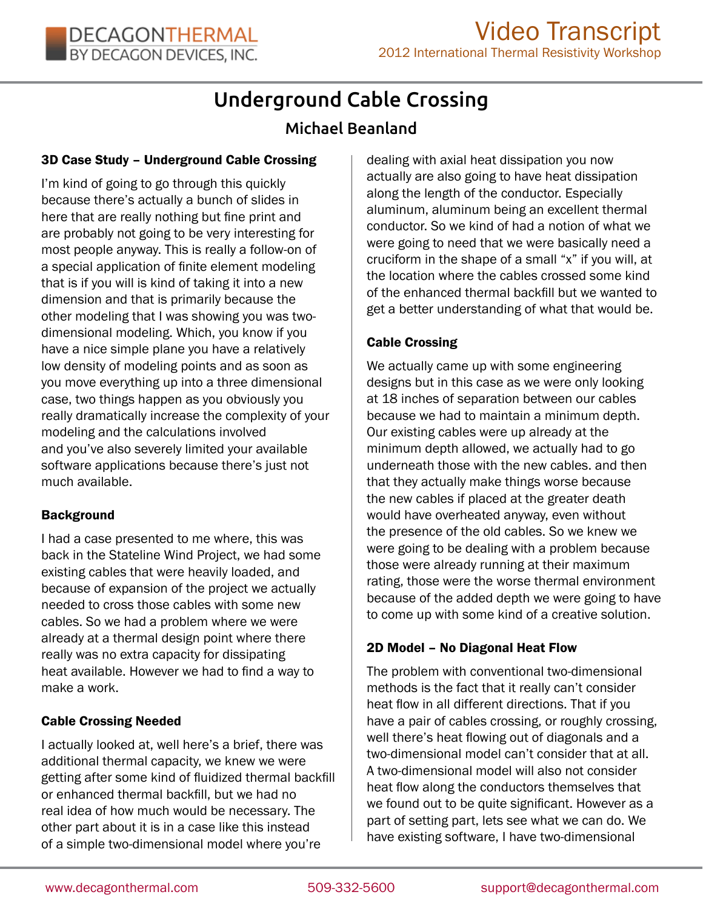# Underground Cable Crossing

## Michael Beanland

### 3D Case Study – Underground Cable Crossing

I'm kind of going to go through this quickly because there's actually a bunch of slides in here that are really nothing but fine print and are probably not going to be very interesting for most people anyway. This is really a follow-on of a special application of finite element modeling that is if you will is kind of taking it into a new dimension and that is primarily because the other modeling that I was showing you was two-dimensional modeling. Which, you know if you have a nice simple plane you have a relatively low density of modeling points and as soon as you move everything up into a three dimensional case, two things happen as you obviously you really dramatically increase the complexity of your modeling and the calculations involved and you've also severely limited your available software applications because there's just not much available.

### Background

I had a case presented to me where, this was back in the Stateline Wind Project, we had some existing cables that were heavily loaded, and because of expansion of the project we actually needed to cross those cables with some new cables. So we had a problem where we were already at a thermal design point where there really was no extra capacity for dissipating heat available. However we had to find a way to make a work.

### Cable Crossing Needed

I actually looked at, well here's a brief, there was additional thermal capacity, we knew we were getting after some kind of fluidized thermal backfill or enhanced thermal backfill, but we had no real idea of how much would be necessary. The other part about it is in a case like this instead of a simple two-dimensional model where you're dealing with axial heat dissipation you now actually are also going to have heat dissipation along the length of the conductor. Especially aluminum, aluminum being an excellent thermal conductor. So we kind of had a notion of what we were going to need that we were basically need a cruciform in the shape of a small "x" if you will, at the location where the cables crossed some kind of the enhanced thermal backfill but we wanted to get a better understanding of what that would be.

### Cable Crossing

We actually came up with some engineering designs but in this case as we were only looking at 18 inches of separation between our cables because we had to maintain a minimum depth. Our existing cables were up already at the minimum depth allowed, we actually had to go underneath those with the new cables. and then that they actually make things worse because the new cables if placed at the greater death would have overheated anyway, even without the presence of the old cables. So we knew we were going to be dealing with a problem because those were already running at their maximum rating, those were the worse thermal environment because of the added depth we were going to have to come up with some kind of a creative solution.

### 2D Model – No Diagonal Heat Flow

The problem with conventional two-dimensional methods is the fact that it really can't consider heat flow in all different directions. That if you have a pair of cables crossing, or roughly crossing, well there's heat flowing out of diagonals and a two-dimensional model can't consider that at all. A two-dimensional model will also not consider heat flow along the conductors themselves that we found out to be quite significant. However as a part of setting part, lets see what we can do. We have existing software, I have two-dimensional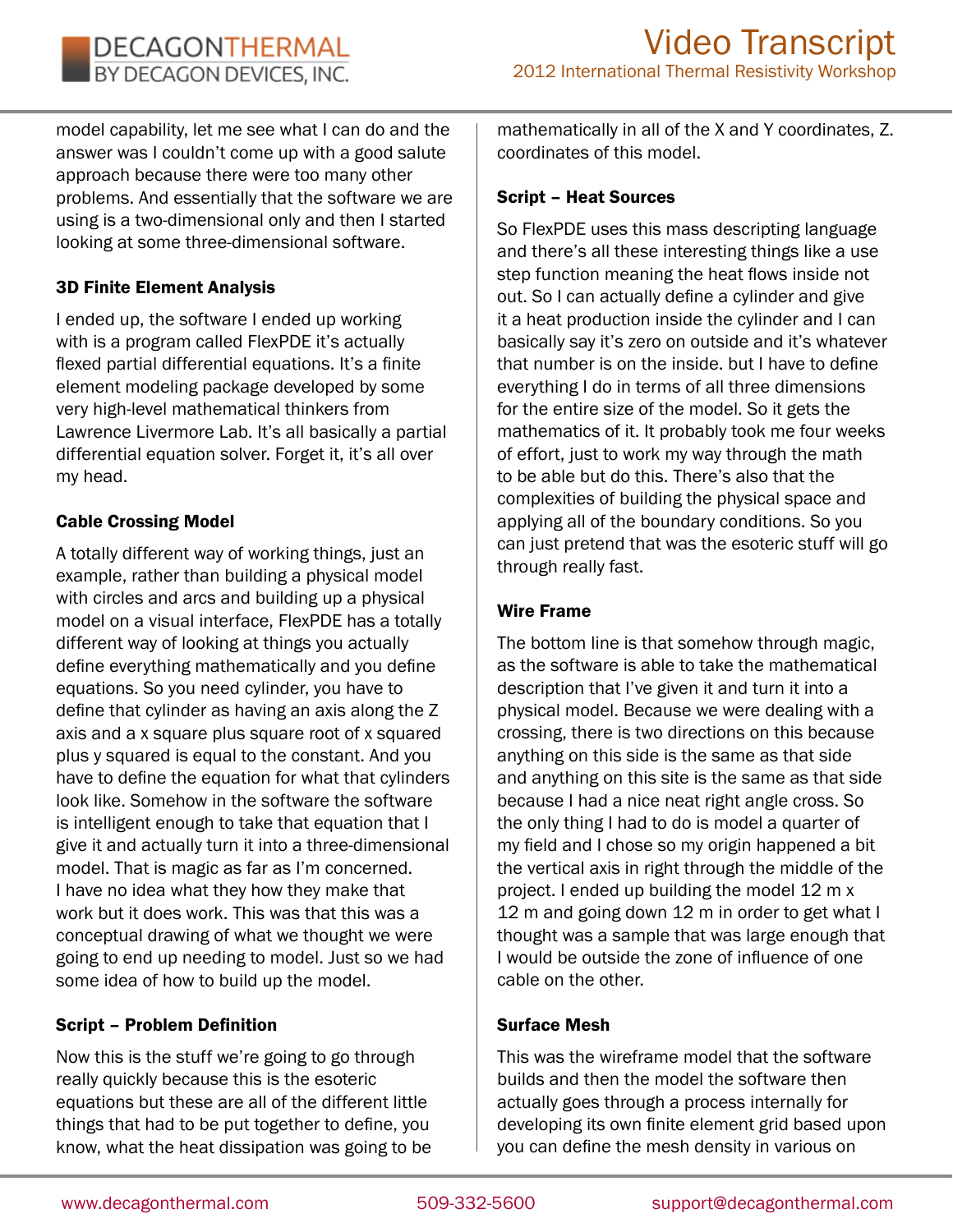model capability, let me see what I can do and the answer was I couldn't come up with a good salute approach because there were too many other problems. And essentially that the software we are using is a two-dimensional only and then I started looking at some three-dimensional software.

### 3D Finite Element Analysis

I ended up, the software I ended up working with is a program called FlexPDE it's actually flexed partial differential equations. It's a finite element modeling package developed by some very high-level mathematical thinkers from Lawrence Livermore Lab. It's all basically a partial differential equation solver. Forget it, it's all over my head.

### Cable Crossing Model

A totally different way of working things, just an example, rather than building a physical model with circles and arcs and building up a physical model on a visual interface, FlexPDE has a totally different way of looking at things you actually define everything mathematically and you define equations. So you need cylinder, you have to define that cylinder as having an axis along the Z axis and a x square plus square root of x squared plus y squared is equal to the constant. And you have to define the equation for what that cylinders look like. Somehow in the software the software is intelligent enough to take that equation that I give it and actually turn it into a three-dimensional model. That is magic as far as I'm concerned. I have no idea what they how they make that work but it does work. This was that this was a conceptual drawing of what we thought we were going to end up needing to model. Just so we had some idea of how to build up the model.

### Script – Problem Definition

Now this is the stuff we're going to go through really quickly because this is the esoteric equations but these are all of the different little things that had to be put together to define, you know, what the heat dissipation was going to be mathematically in all of the X and Y coordinates, Z. coordinates of this model.

### Script – Heat Sources

So FlexPDE uses this mass descripting language and there's all these interesting things like a use step function meaning the heat flows inside not out. So I can actually define a cylinder and give it a heat production inside the cylinder and I can basically say it's zero on outside and it's whatever that number is on the inside. but I have to define everything I do in terms of all three dimensions for the entire size of the model. So it gets the mathematics of it. It probably took me four weeks of effort, just to work my way through the math to be able but do this. There's also that the complexities of building the physical space and applying all of the boundary conditions. So you can just pretend that was the esoteric stuff will go through really fast.

### Wire Frame

The bottom line is that somehow through magic, as the software is able to take the mathematical description that I've given it and turn it into a physical model. Because we were dealing with a crossing, there is two directions on this because anything on this side is the same as that side and anything on this site is the same as that side because I had a nice neat right angle cross. So the only thing I had to do is model a quarter of my field and I chose so my origin happened a bit the vertical axis in right through the middle of the project. I ended up building the model 12 m x 12 m and going down 12 m in order to get what I thought was a sample that was large enough that I would be outside the zone of influence of one cable on the other.

### Surface Mesh

This was the wireframe model that the software builds and then the model the software then actually goes through a process internally for developing its own finite element grid based upon you can define the mesh density in various on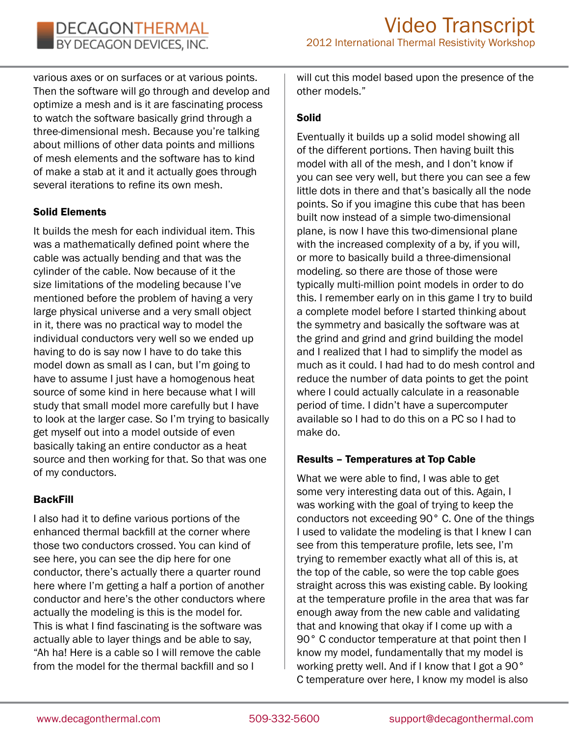various axes or on surfaces or at various points. Then the software will go through and develop and optimize a mesh and is it are fascinating process to watch the software basically grind through a three-dimensional mesh. Because you're talking about millions of other data points and millions of mesh elements and the software has to kind of make a stab at it and it actually goes through several iterations to refine its own mesh.

### Solid Elements

It builds the mesh for each individual item. This was a mathematically defined point where the cable was actually bending and that was the cylinder of the cable. Now because of it the size limitations of the modeling because I've mentioned before the problem of having a very large physical universe and a very small object in it, there was no practical way to model the individual conductors very well so we ended up having to do is say now I have to do take this model down as small as I can, but I'm going to have to assume I just have a homogenous heat source of some kind in here because what I will study that small model more carefully but I have to look at the larger case. So I'm trying to basically get myself out into a model outside of even basically taking an entire conductor as a heat source and then working for that. So that was one of my conductors.

### BackFill

I also had it to define various portions of the enhanced thermal backfill at the corner where those two conductors crossed. You can kind of see here, you can see the dip here for one conductor, there's actually there a quarter round here where I'm getting a half a portion of another conductor and here's the other conductors where actually the modeling is this is the model for. This is what I find fascinating is the software was actually able to layer things and be able to say, "Ah ha! Here is a cable so I will remove the cable from the model for the thermal backfill and so I will cut this model based upon the presence of the other models."

### Solid

Eventually it builds up a solid model showing all of the different portions. Then having built this model with all of the mesh, and I don't know if you can see very well, but there you can see a few little dots in there and that's basically all the node points. So if you imagine this cube that has been built now instead of a simple two-dimensional plane, is now I have this two-dimensional plane with the increased complexity of a by, if you will, or more to basically build a three-dimensional modeling. so there are those of those were typically multi-million point models in order to do this. I remember early on in this game I try to build a complete model before I started thinking about the symmetry and basically the software was at the grind and grind and grind building the model and I realized that I had to simplify the model as much as it could. I had had to do mesh control and reduce the number of data points to get the point where I could actually calculate in a reasonable period of time. I didn't have a supercomputer available so I had to do this on a PC so I had to make do.

### Results – Temperatures at Top Cable

What we were able to find, I was able to get some very interesting data out of this. Again, I was working with the goal of trying to keep the conductors not exceeding 90° C. One of the things I used to validate the modeling is that I knew I can see from this temperature profile, lets see, I'm trying to remember exactly what all of this is, at the top of the cable, so were the top cable goes straight across this was existing cable. By looking at the temperature profile in the area that was far enough away from the new cable and validating that and knowing that okay if I come up with a 90° C conductor temperature at that point then I know my model, fundamentally that my model is working pretty well. And if I know that I got a 90° C temperature over here, I know my model is also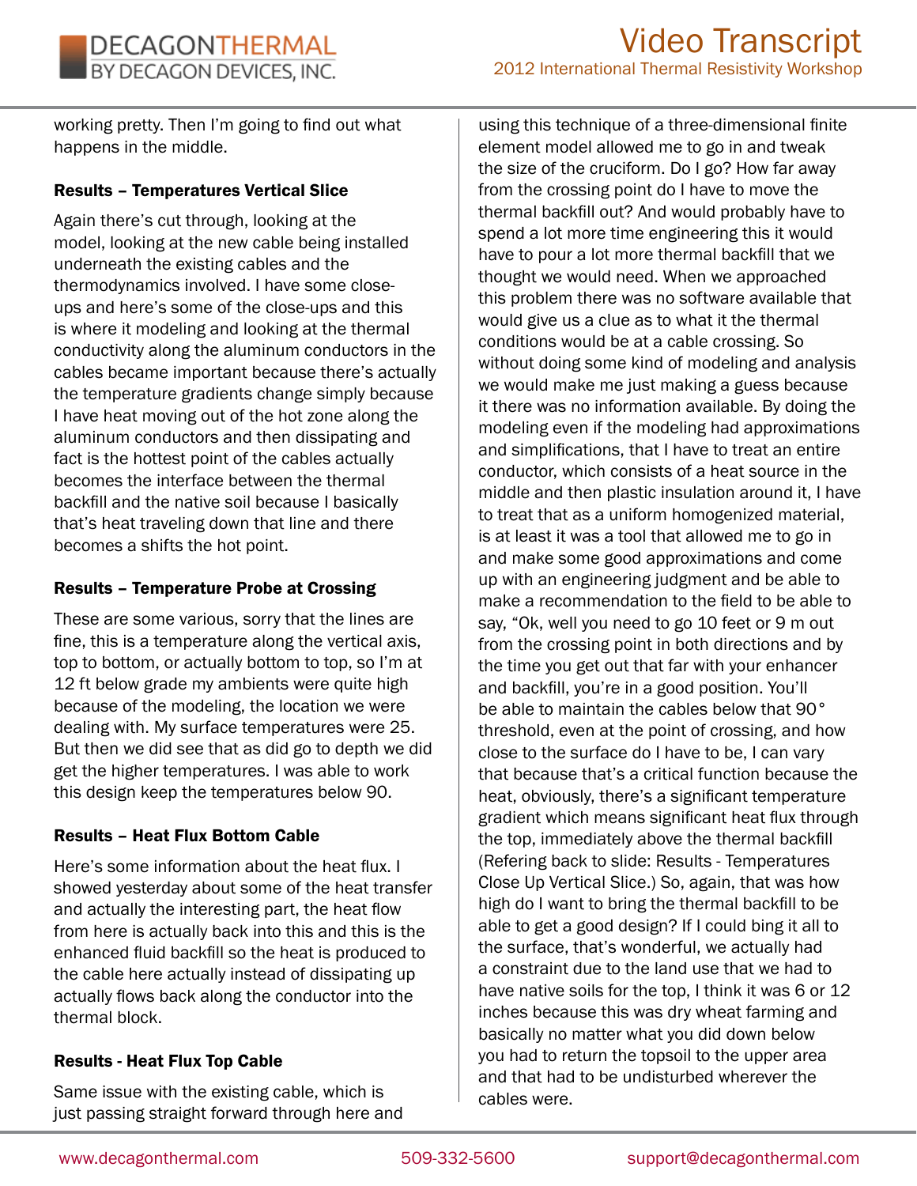working pretty. Then I'm going to find out what happens in the middle.

### Results – Temperatures Vertical Slice

Again there's cut through, looking at the model, looking at the new cable being installed underneath the existing cables and the thermodynamics involved. I have some close-ups and here's some of the close-ups and this is where it modeling and looking at the thermal conductivity along the aluminum conductors in the cables became important because there's actually the temperature gradients change simply because I have heat moving out of the hot zone along the aluminum conductors and then dissipating and fact is the hottest point of the cables actually becomes the interface between the thermal backfill and the native soil because I basically that's heat traveling down that line and there becomes a shifts the hot point.

### Results – Temperature Probe at Crossing

These are some various, sorry that the lines are fine, this is a temperature along the vertical axis, top to bottom, or actually bottom to top, so I'm at 12 ft below grade my ambients were quite high because of the modeling, the location we were dealing with. My surface temperatures were 25. But then we did see that as did go to depth we did get the higher temperatures. I was able to work this design keep the temperatures below 90.

### Results – Heat Flux Bottom Cable

Here's some information about the heat flux. I showed yesterday about some of the heat transfer and actually the interesting part, the heat flow from here is actually back into this and this is the enhanced fluid backfill so the heat is produced to the cable here actually instead of dissipating up actually flows back along the conductor into the thermal block.

### Results - Heat Flux Top Cable

Same issue with the existing cable, which is just passing straight forward through here and using this technique of a three-dimensional finite element model allowed me to go in and tweak the size of the cruciform. Do I go? How far away from the crossing point do I have to move the thermal backfill out? And would probably have to spend a lot more time engineering this it would have to pour a lot more thermal backfill that we thought we would need. When we approached this problem there was no software available that would give us a clue as to what it the thermal conditions would be at a cable crossing. So without doing some kind of modeling and analysis we would make me just making a guess because it there was no information available. By doing the modeling even if the modeling had approximations and simplifications, that I have to treat an entire conductor, which consists of a heat source in the middle and then plastic insulation around it, I have to treat that as a uniform homogenized material, is at least it was a tool that allowed me to go in and make some good approximations and come up with an engineering judgment and be able to make a recommendation to the field to be able to say, "Ok, well you need to go 10 feet or 9 m out from the crossing point in both directions and by the time you get out that far with your enhancer and backfill, you're in a good position. You'll be able to maintain the cables below that 90° threshold, even at the point of crossing, and how close to the surface do I have to be, I can vary that because that's a critical function because the heat, obviously, there's a significant temperature gradient which means significant heat flux through the top, immediately above the thermal backfill (Refering back to slide: Results - Temperatures Close Up Vertical Slice.) So, again, that was how high do I want to bring the thermal backfill to be able to get a good design? If I could bing it all to the surface, that's wonderful, we actually had a constraint due to the land use that we had to have native soils for the top, I think it was 6 or 12 inches because this was dry wheat farming and basically no matter what you did down below you had to return the topsoil to the upper area and that had to be undisturbed wherever the cables were.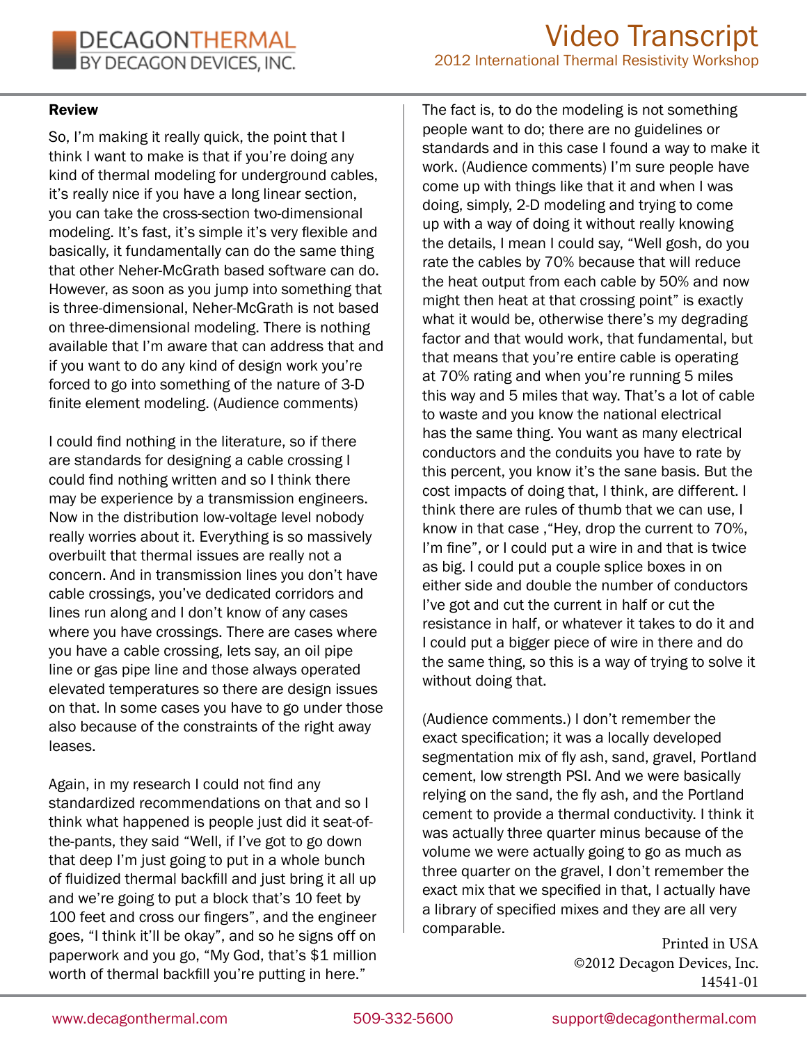**Review**

So, I'm making it really quick, the point that I think I want to make is that if you're doing any kind of thermal modeling for underground cables, it's really nice if you have a long linear section, you can take the cross-section two-dimensional modeling. It's fast, it's simple it's very flexible and basically, it fundamentally can do the same thing that other Neher-McGrath based software can do. However, as soon as you jump into something that is three-dimensional, Neher-McGrath is not based on three-dimensional modeling. There is nothing available that I'm aware that can address that and if you want to do any kind of design work you're forced to go into something of the nature of 3-D finite element modeling. (Audience comments)

I could find nothing in the literature, so if there are standards for designing a cable crossing I could find nothing written and so I think there may be experience by a transmission engineers. Now in the distribution low-voltage level nobody really worries about it. Everything is so massively overbuilt that thermal issues are really not a concern. And in transmission lines you don't have cable crossings, you've dedicated corridors and lines run along and I don't know of any cases where you have crossings. There are cases where you have a cable crossing, lets say, an oil pipe line or gas pipe line and those always operated elevated temperatures so there are design issues on that. In some cases you have to go under those also because of the constraints of the right away leases.

Again, in my research I could not find any standardized recommendations on that and so I think what happened is people just did it seat-of-the-pants, they said "Well, if I've got to go down that deep I'm just going to put in a whole bunch of fluidized thermal backfill and just bring it all up and we're going to put a block that's 10 feet by 100 feet and cross our fingers", and the engineer goes, "I think it'll be okay", and so he signs off on paperwork and you go, "My God, that's $1 million worth of thermal backfill you're putting in here."

The fact is, to do the modeling is not something people want to do; there are no guidelines or standards and in this case I found a way to make it work. (Audience comments) I'm sure people have come up with things like that it and when I was doing, simply, 2-D modeling and trying to come up with a way of doing it without really knowing the details, I mean I could say, "Well gosh, do you rate the cables by 70% because that will reduce the heat output from each cable by 50% and now might then heat at that crossing point" is exactly what it would be, otherwise there's my degrading factor and that would work, that fundamental, but that means that you're entire cable is operating at 70% rating and when you're running 5 miles this way and 5 miles that way. That's a lot of cable to waste and you know the national electrical has the same thing. You want as many electrical conductors and the conduits you have to rate by this percent, you know it's the sane basis. But the cost impacts of doing that, I think, are different. I think there are rules of thumb that we can use, I know in that case ,"Hey, drop the current to 70%, I'm fine", or I could put a wire in and that is twice as big. I could put a couple splice boxes in on either side and double the number of conductors I've got and cut the current in half or cut the resistance in half, or whatever it takes to do it and I could put a bigger piece of wire in there and do the same thing, so this is a way of trying to solve it without doing that.

(Audience comments.) I don't remember the exact specification; it was a locally developed segmentation mix of fly ash, sand, gravel, Portland cement, low strength PSI. And we were basically relying on the sand, the fly ash, and the Portland cement to provide a thermal conductivity. I think it was actually three quarter minus because of the volume we were actually going to go as much as three quarter on the gravel, I don't remember the exact mix that we specified in that, I actually have a library of specified mixes and they are all very comparable.

Printed in USA
©2012 Decagon Devices, Inc.
14541-01